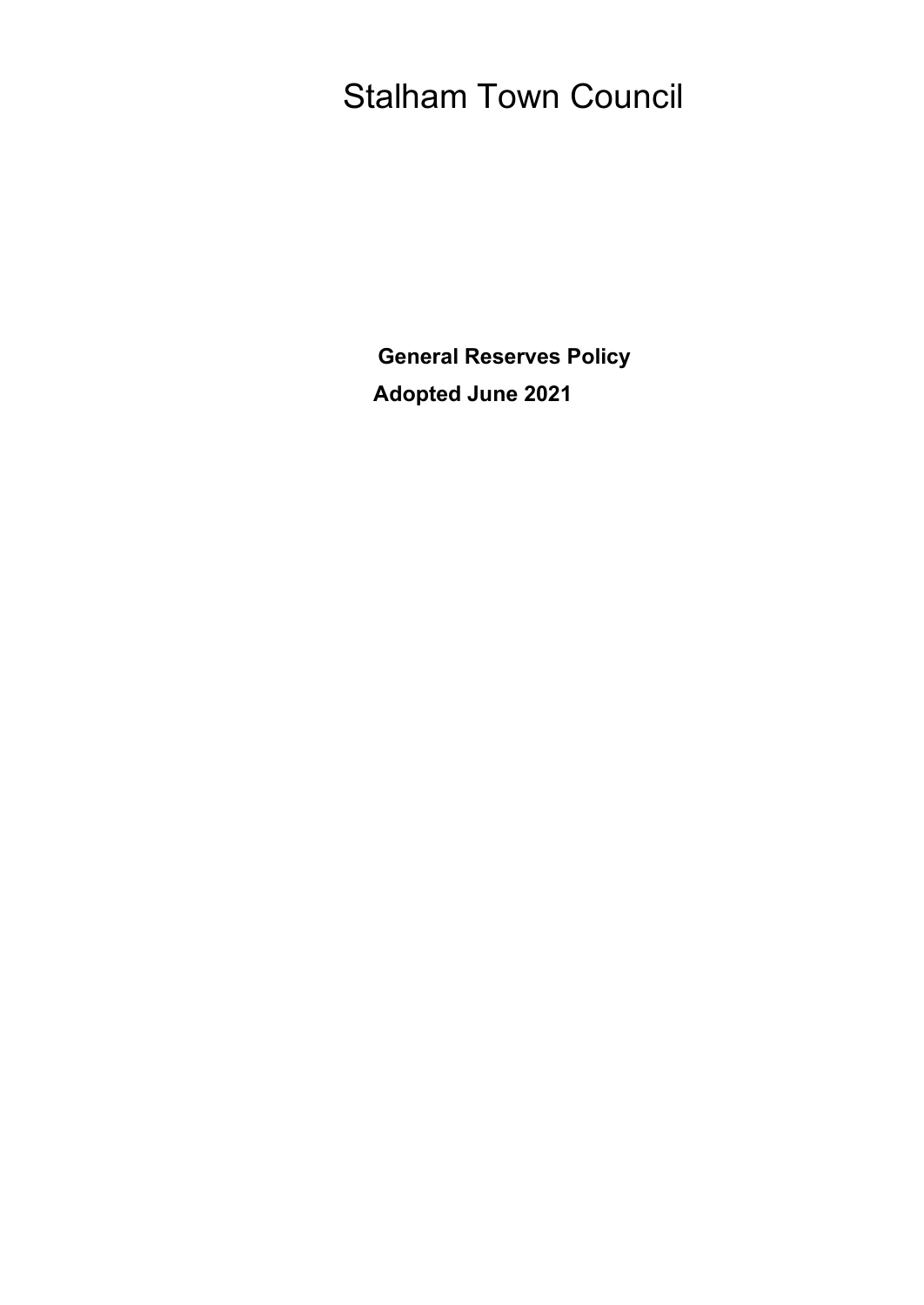# Stalham Town Council

**General Reserves Policy**

**Adopted June 2021**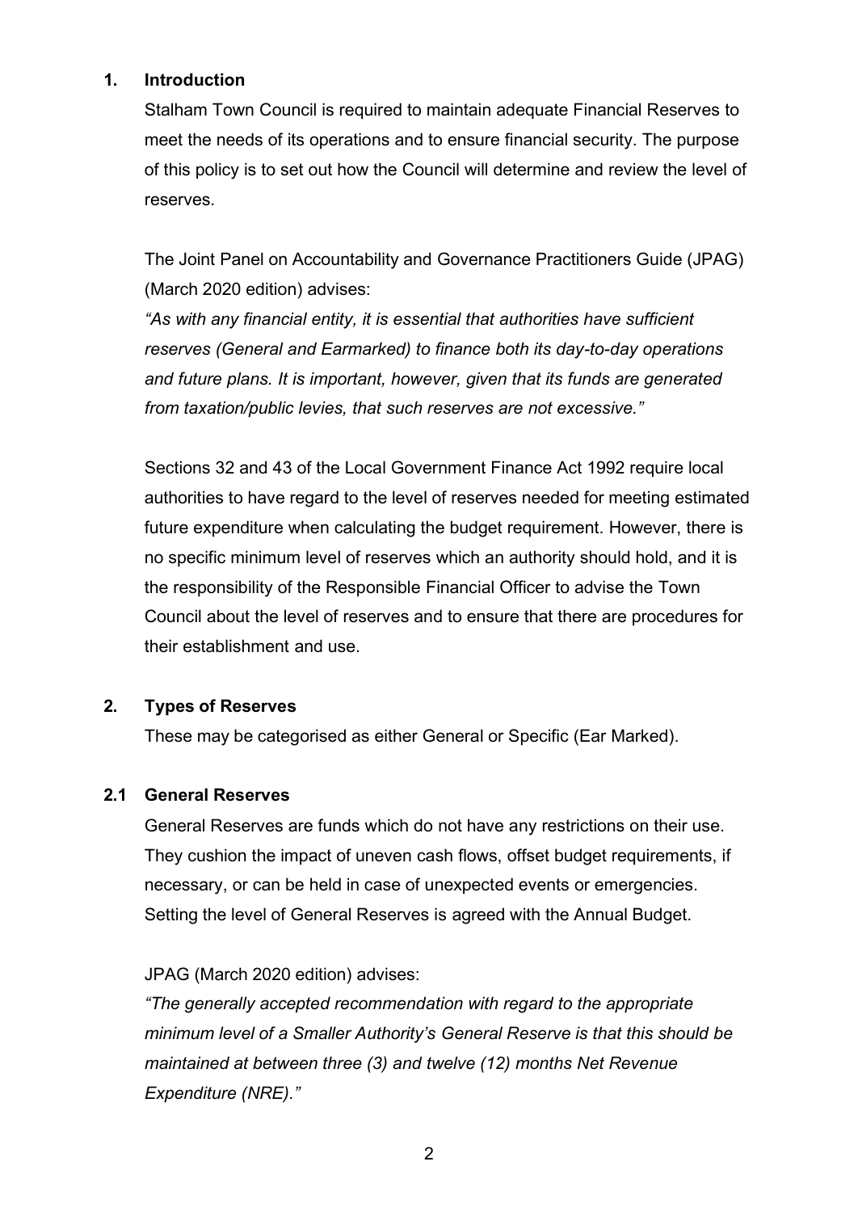## 1. Introduction

Stalham Town Council is required to maintain adequate Financial Reserves to meet the needs of its operations and to ensure financial security. The purpose of this policy is to set out how the Council will determine and review the level of reserves.

The Joint Panel on Accountability and Governance Practitioners Guide (JPAG) (March 2020 edition) advises:

*"As with any financial entity, it is essential that authorities have sufficient reserves (General and Earmarked) to finance both its day-to-day operations and future plans. It is important, however, given that its funds are generated from taxation/public levies, that such reserves are not excessive."*

Sections 32 and 43 of the Local Government Finance Act 1992 require local authorities to have regard to the level of reserves needed for meeting estimated future expenditure when calculating the budget requirement. However, there is no specific minimum level of reserves which an authority should hold, and it is the responsibility of the Responsible Financial Officer to advise the Town Council about the level of reserves and to ensure that there are procedures for their establishment and use.

## 2. Types of Reserves

These may be categorised as either General or Specific (Ear Marked).

### 2.1 General Reserves

General Reserves are funds which do not have any restrictions on their use. They cushion the impact of uneven cash flows, offset budget requirements, if necessary, or can be held in case of unexpected events or emergencies. Setting the level of General Reserves is agreed with the Annual Budget.

JPAG (March 2020 edition) advises:

*"The generally accepted recommendation with regard to the appropriate minimum level of a Smaller Authority's General Reserve is that this should be maintained at between three (3) and twelve (12) months Net Revenue Expenditure (NRE)."*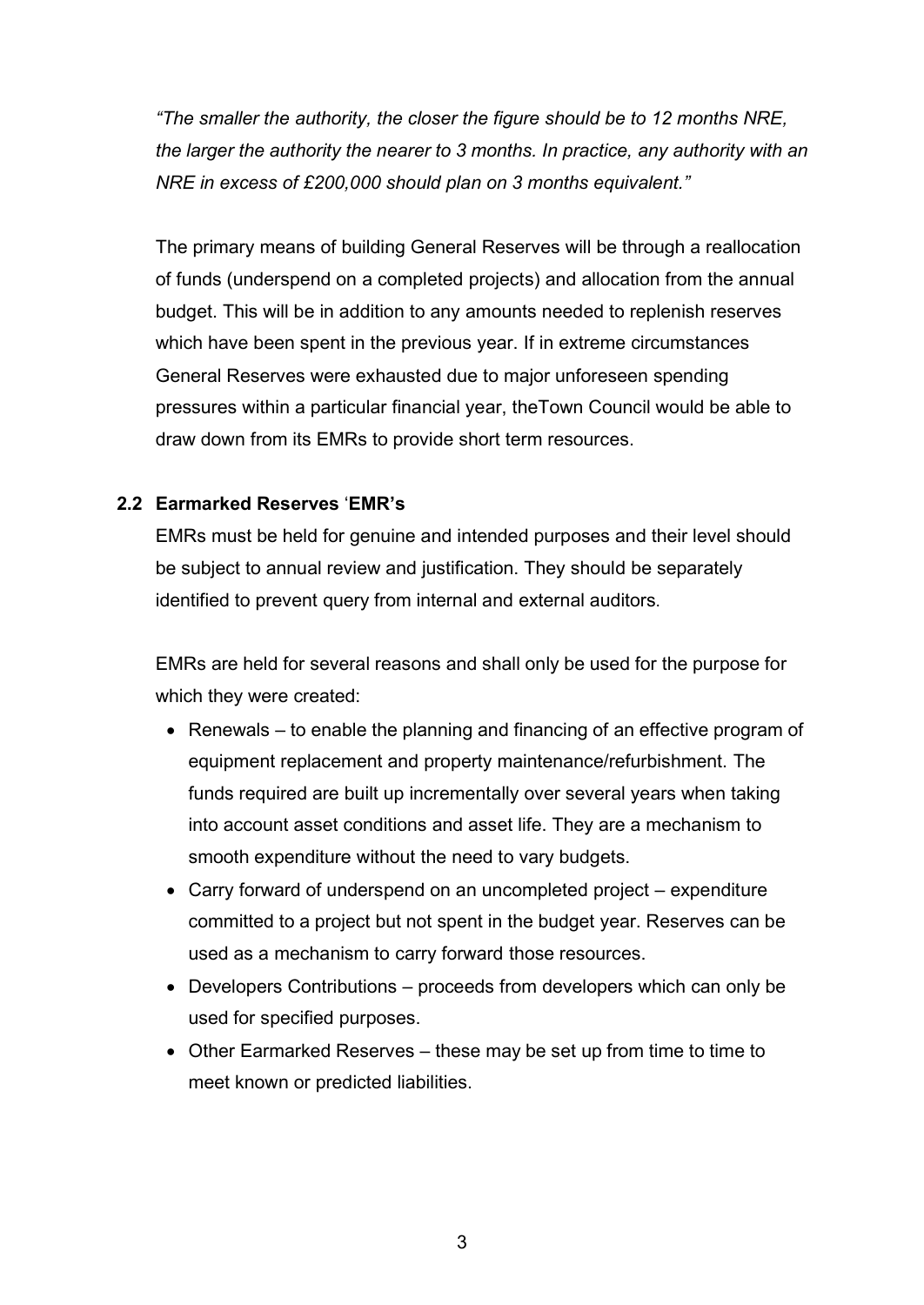*"The smaller the authority, the closer the figure should be to 12 months NRE, the larger the authority the nearer to 3 months. In practice, any authority with an NRE in excess of £200,000 should plan on 3 months equivalent."*

The primary means of building General Reserves will be through a reallocation of funds (underspend on a completed projects) and allocation from the annual budget. This will be in addition to any amounts needed to replenish reserves which have been spent in the previous year. If in extreme circumstances General Reserves were exhausted due to major unforeseen spending pressures within a particular financial year, theTown Council would be able to draw down from its EMRs to provide short term resources.

### 2.2 Earmarked Reserves 'EMR's

EMRs must be held for genuine and intended purposes and their level should be subject to annual review and justification. They should be separately identified to prevent query from internal and external auditors.

EMRs are held for several reasons and shall only be used for the purpose for which they were created:

- Renewals – to enable the planning and financing of an effective program of equipment replacement and property maintenance/refurbishment. The funds required are built up incrementally over several years when taking into account asset conditions and asset life. They are a mechanism to smooth expenditure without the need to vary budgets.
- Carry forward of underspend on an uncompleted project – expenditure committed to a project but not spent in the budget year. Reserves can be used as a mechanism to carry forward those resources.
- Developers Contributions – proceeds from developers which can only be used for specified purposes.
- Other Earmarked Reserves – these may be set up from time to time to meet known or predicted liabilities.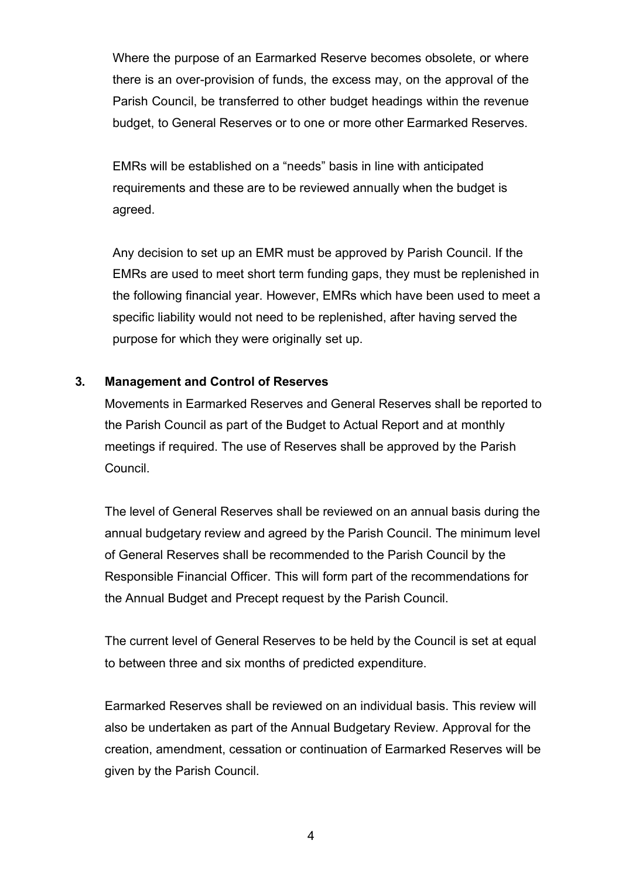Where the purpose of an Earmarked Reserve becomes obsolete, or where there is an over-provision of funds, the excess may, on the approval of the Parish Council, be transferred to other budget headings within the revenue budget, to General Reserves or to one or more other Earmarked Reserves.

EMRs will be established on a "needs" basis in line with anticipated requirements and these are to be reviewed annually when the budget is agreed.

Any decision to set up an EMR must be approved by Parish Council. If the EMRs are used to meet short term funding gaps, they must be replenished in the following financial year. However, EMRs which have been used to meet a specific liability would not need to be replenished, after having served the purpose for which they were originally set up.

## 3. Management and Control of Reserves

Movements in Earmarked Reserves and General Reserves shall be reported to the Parish Council as part of the Budget to Actual Report and at monthly meetings if required. The use of Reserves shall be approved by the Parish Council.

The level of General Reserves shall be reviewed on an annual basis during the annual budgetary review and agreed by the Parish Council. The minimum level of General Reserves shall be recommended to the Parish Council by the Responsible Financial Officer. This will form part of the recommendations for the Annual Budget and Precept request by the Parish Council.

The current level of General Reserves to be held by the Council is set at equal to between three and six months of predicted expenditure.

Earmarked Reserves shall be reviewed on an individual basis. This review will also be undertaken as part of the Annual Budgetary Review. Approval for the creation, amendment, cessation or continuation of Earmarked Reserves will be given by the Parish Council.